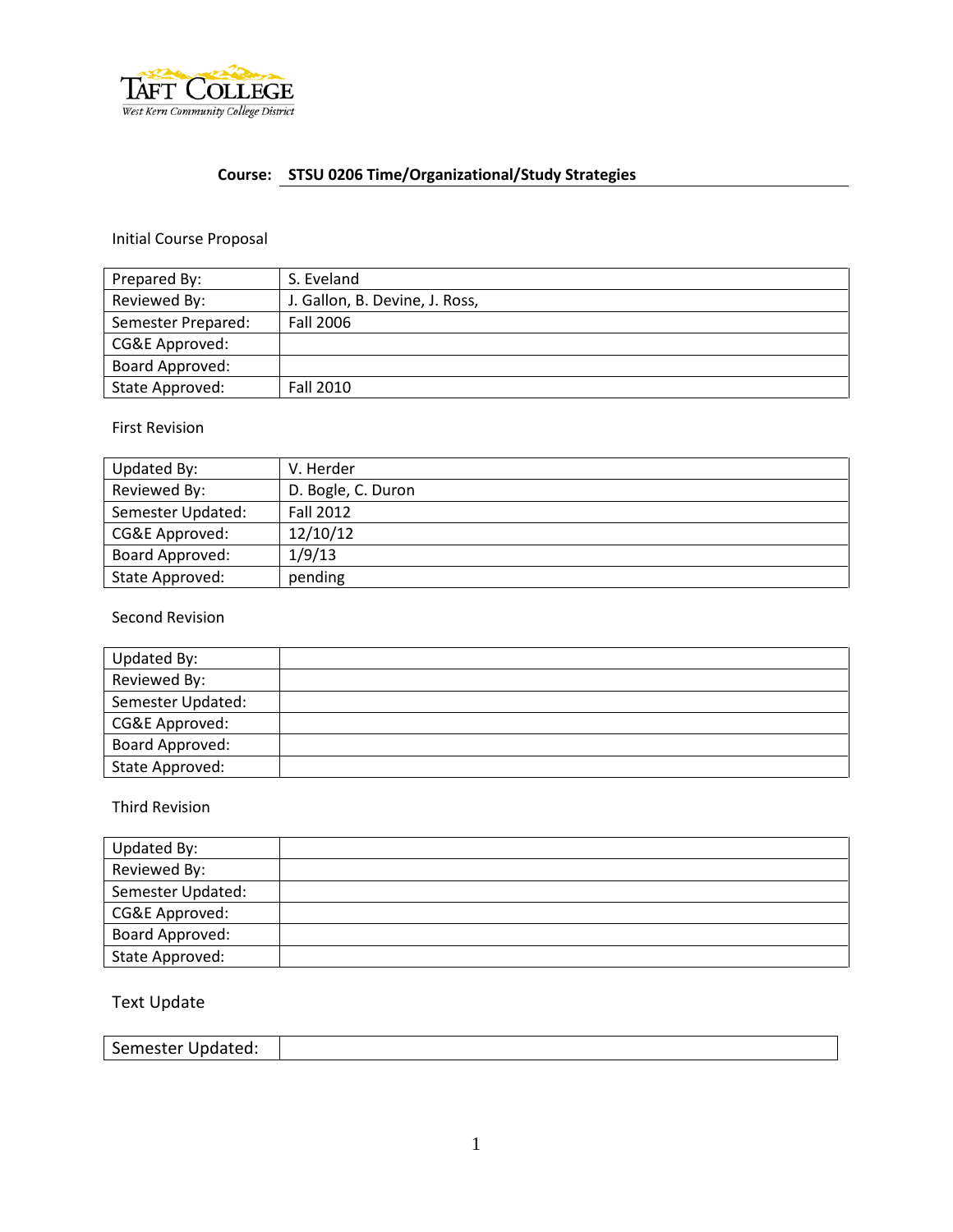Taft College
West Kern Community College District

**Course: STSU 0206 Time/Organizational/Study Strategies**

Initial Course Proposal

| Prepared By: | S. Eveland |
|---|---|
| Reviewed By: | J. Gallon, B. Devine, J. Ross, |
| Semester Prepared: | Fall 2006 |
| CG&E Approved: | |
| Board Approved: | |
| State Approved: | Fall 2010 |

First Revision

| Updated By: | V. Herder |
|---|---|
| Reviewed By: | D. Bogle, C. Duron |
| Semester Updated: | Fall 2012 |
| CG&E Approved: | 12/10/12 |
| Board Approved: | 1/9/13 |
| State Approved: | pending |

Second Revision

| Updated By: | |
|---|---|
| Reviewed By: | |
| Semester Updated: | |
| CG&E Approved: | |
| Board Approved: | |
| State Approved: | |

Third Revision

| Updated By: | |
|---|---|
| Reviewed By: | |
| Semester Updated: | |
| CG&E Approved: | |
| Board Approved: | |
| State Approved: | |

Text Update

| Semester Updated: | |
|---|---|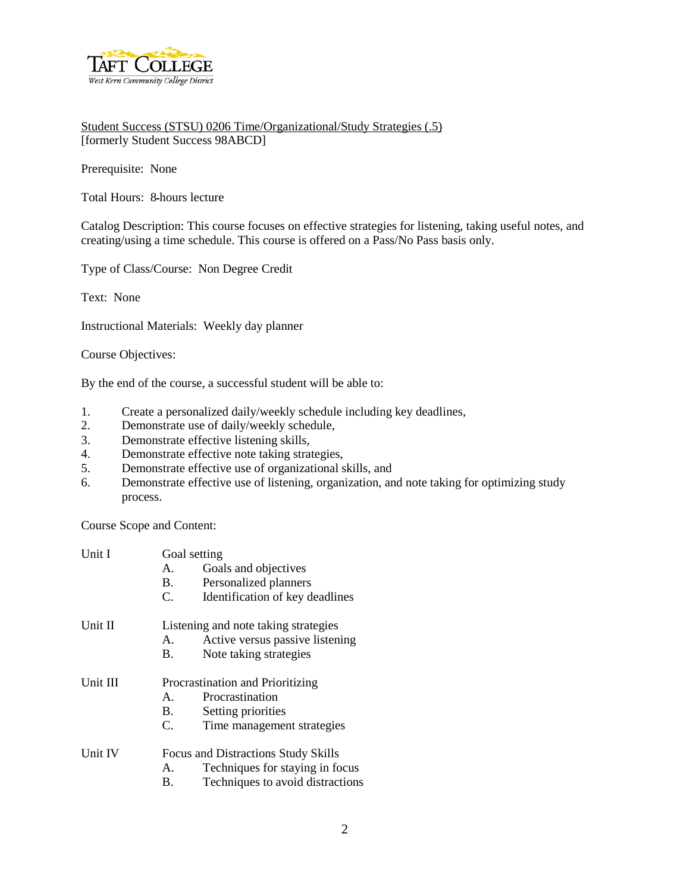Student Success (STSU) 0206 Time/Organizational/Study Strategies (.5)
[formerly Student Success 98ABCD]

Prerequisite: None

Total Hours: 8-hours lecture

Catalog Description: This course focuses on effective strategies for listening, taking useful notes, and creating/using a time schedule. This course is offered on a Pass/No Pass basis only.

Type of Class/Course: Non Degree Credit

Text: None

Instructional Materials: Weekly day planner

Course Objectives:

By the end of the course, a successful student will be able to:

1. Create a personalized daily/weekly schedule including key deadlines,
2. Demonstrate use of daily/weekly schedule,
3. Demonstrate effective listening skills,
4. Demonstrate effective note taking strategies,
5. Demonstrate effective use of organizational skills, and
6. Demonstrate effective use of listening, organization, and note taking for optimizing study process.

Course Scope and Content:

Unit I — Goal setting
- A. Goals and objectives
- B. Personalized planners
- C. Identification of key deadlines

Unit II — Listening and note taking strategies
- A. Active versus passive listening
- B. Note taking strategies

Unit III — Procrastination and Prioritizing
- A. Procrastination
- B. Setting priorities
- C. Time management strategies

Unit IV — Focus and Distractions Study Skills
- A. Techniques for staying in focus
- B. Techniques to avoid distractions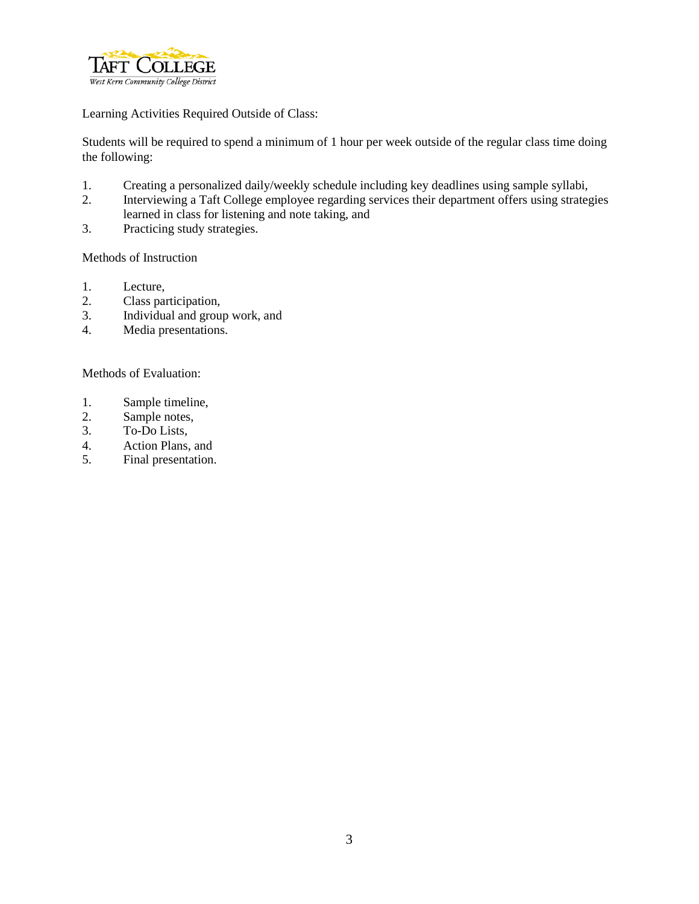Learning Activities Required Outside of Class:

Students will be required to spend a minimum of 1 hour per week outside of the regular class time doing the following:

1. Creating a personalized daily/weekly schedule including key deadlines using sample syllabi,
2. Interviewing a Taft College employee regarding services their department offers using strategies learned in class for listening and note taking, and
3. Practicing study strategies.

Methods of Instruction

1. Lecture,
2. Class participation,
3. Individual and group work, and
4. Media presentations.

Methods of Evaluation:

1. Sample timeline,
2. Sample notes,
3. To-Do Lists,
4. Action Plans, and
5. Final presentation.